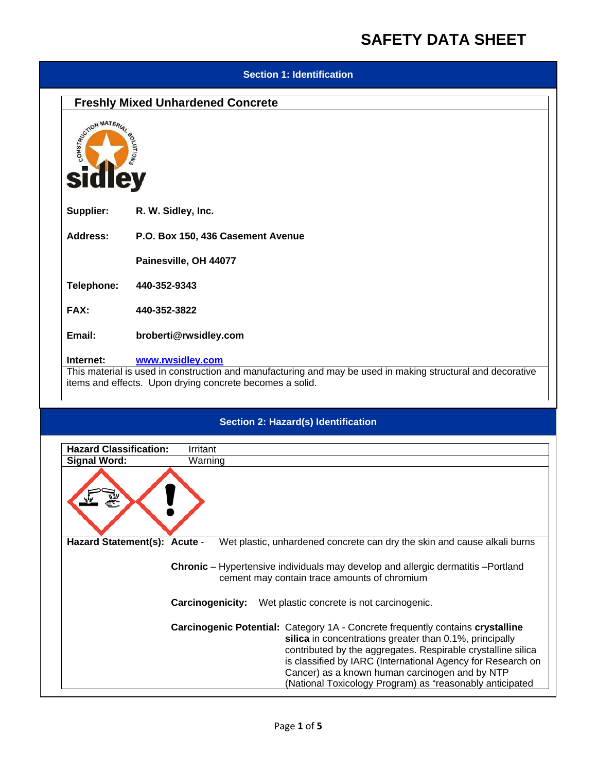# SAFETY DATA SHEET

## Section 1: Identification

### Freshly Mixed Unhardened Concrete

**Supplier:** R. W. Sidley, Inc.

**Address:** P.O. Box 150, 436 Casement Avenue

Painesville, OH 44077

**Telephone:** 440-352-9343

**FAX:** 440-352-3822

**Email:** broberti@rwsidley.com

**Internet:** www.rwsidley.com

This material is used in construction and manufacturing and may be used in making structural and decorative items and effects. Upon drying concrete becomes a solid.

## Section 2: Hazard(s) Identification

| | |
|---|---|
| **Hazard Classification:** | Irritant |
| **Signal Word:** | Warning |

**Hazard Statement(s):** **Acute** - Wet plastic, unhardened concrete can dry the skin and cause alkali burns

**Chronic** – Hypertensive individuals may develop and allergic dermatitis –Portland cement may contain trace amounts of chromium

**Carcinogenicity:** Wet plastic concrete is not carcinogenic.

**Carcinogenic Potential:** Category 1A - Concrete frequently contains **crystalline silica** in concentrations greater than 0.1%, principally contributed by the aggregates. Respirable crystalline silica is classified by IARC (International Agency for Research on Cancer) as a known human carcinogen and by NTP (National Toxicology Program) as "reasonably anticipated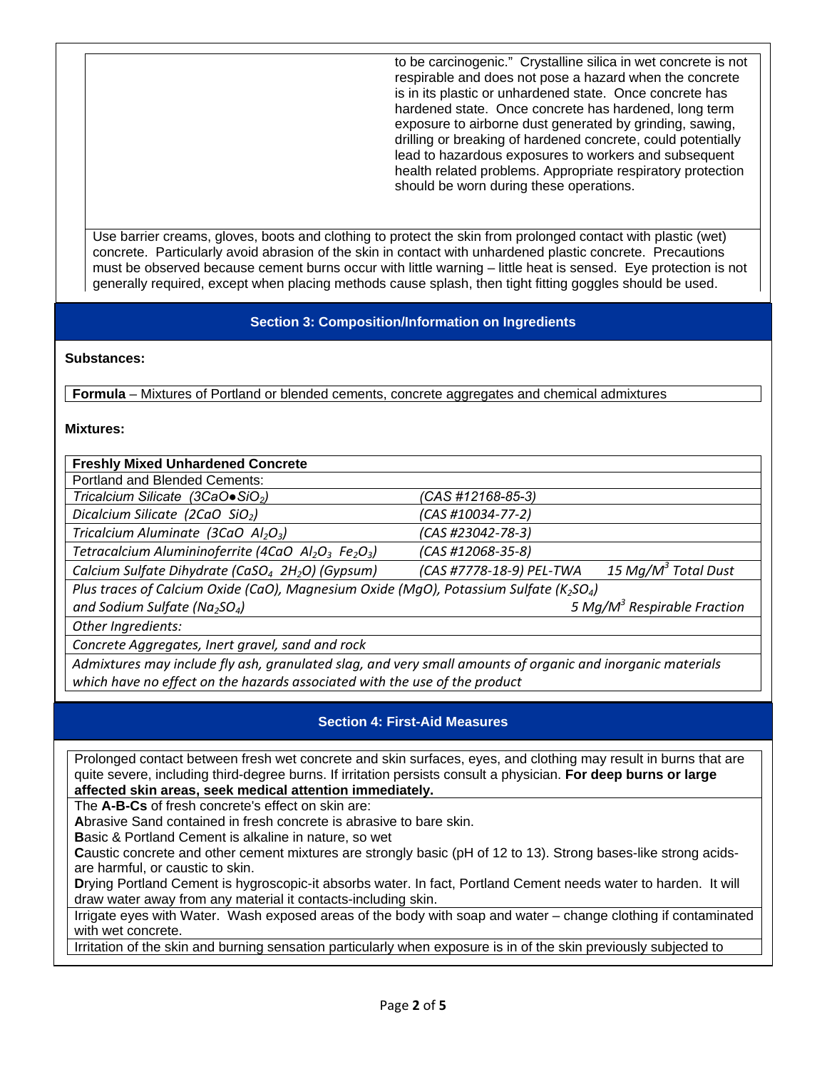to be carcinogenic." Crystalline silica in wet concrete is not respirable and does not pose a hazard when the concrete is in its plastic or unhardened state. Once concrete has hardened state. Once concrete has hardened, long term exposure to airborne dust generated by grinding, sawing, drilling or breaking of hardened concrete, could potentially lead to hazardous exposures to workers and subsequent health related problems. Appropriate respiratory protection should be worn during these operations.

Use barrier creams, gloves, boots and clothing to protect the skin from prolonged contact with plastic (wet) concrete. Particularly avoid abrasion of the skin in contact with unhardened plastic concrete. Precautions must be observed because cement burns occur with little warning – little heat is sensed. Eye protection is not generally required, except when placing methods cause splash, then tight fitting goggles should be used.

## Section 3: Composition/Information on Ingredients

**Substances:**

**Formula** – Mixtures of Portland or blended cements, concrete aggregates and chemical admixtures

**Mixtures:**

| **Freshly Mixed Unhardened Concrete** | | |
|---|---|---|
| Portland and Blended Cements: | | |
| *Tricalcium Silicate ($3CaO \bullet SiO_2$)* | *(CAS #12168-85-3)* | |
| *Dicalcium Silicate ($2CaO\ SiO_2$)* | *(CAS #10034-77-2)* | |
| *Tricalcium Aluminate ($3CaO\ Al_2O_3$)* | *(CAS #23042-78-3)* | |
| *Tetracalcium Alumininoferrite ($4CaO\ Al_2O_3\ Fe_2O_3$)* | *(CAS #12068-35-8)* | |
| *Calcium Sulfate Dihydrate ($CaSO_4\ 2H_2O$) (Gypsum)* | *(CAS #7778-18-9) PEL-TWA* | *15 $Mg/M^3$ Total Dust* |
| *Plus traces of Calcium Oxide ($CaO$), Magnesium Oxide ($MgO$), Potassium Sulfate ($K_2SO_4$) and Sodium Sulfate ($Na_2SO_4$)* | | *5 $Mg/M^3$ Respirable Fraction* |
| *Other Ingredients:* | | |
| *Concrete Aggregates, Inert gravel, sand and rock* | | |
| *Admixtures may include fly ash, granulated slag, and very small amounts of organic and inorganic materials which have no effect on the hazards associated with the use of the product* | | |

## Section 4: First-Aid Measures

Prolonged contact between fresh wet concrete and skin surfaces, eyes, and clothing may result in burns that are quite severe, including third-degree burns. If irritation persists consult a physician. **For deep burns or large affected skin areas, seek medical attention immediately.**

The **A-B-Cs** of fresh concrete's effect on skin are:

**A**brasive Sand contained in fresh concrete is abrasive to bare skin.

**B**asic & Portland Cement is alkaline in nature, so wet

**C**austic concrete and other cement mixtures are strongly basic (pH of 12 to 13). Strong bases-like strong acids-are harmful, or caustic to skin.

**D**rying Portland Cement is hygroscopic-it absorbs water. In fact, Portland Cement needs water to harden. It will draw water away from any material it contacts-including skin.

Irrigate eyes with Water. Wash exposed areas of the body with soap and water – change clothing if contaminated with wet concrete.

Irritation of the skin and burning sensation particularly when exposure is in of the skin previously subjected to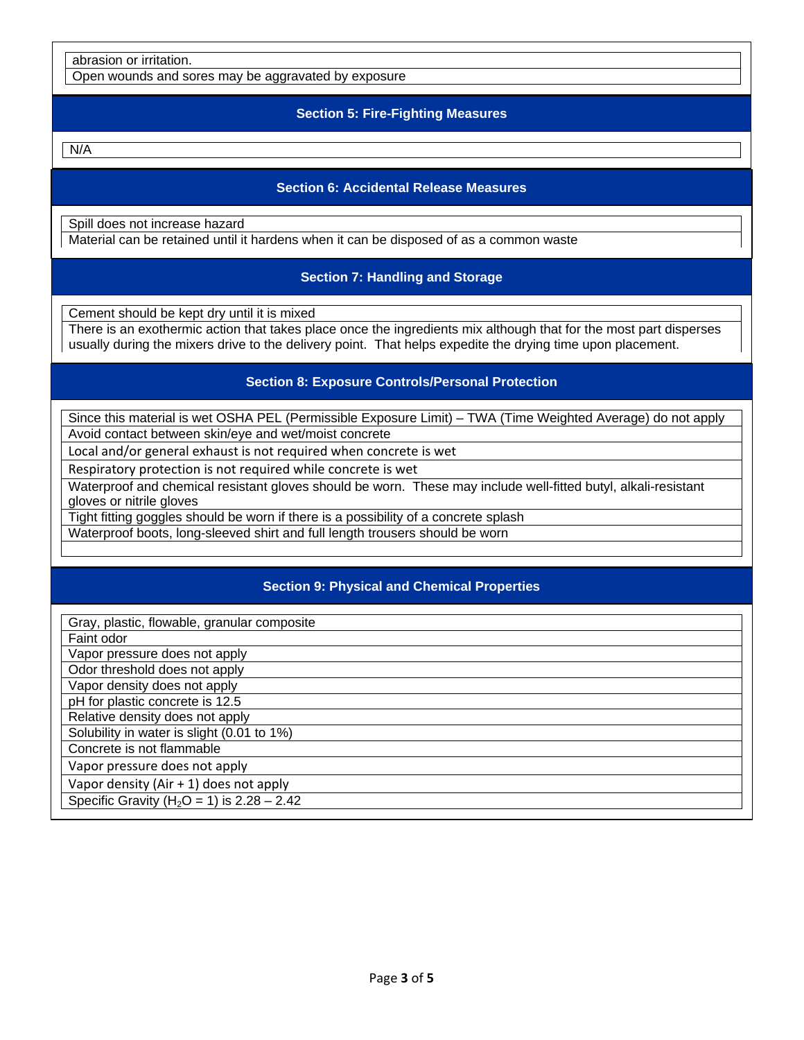abrasion or irritation.

Open wounds and sores may be aggravated by exposure

## Section 5: Fire-Fighting Measures

N/A

## Section 6: Accidental Release Measures

Spill does not increase hazard

Material can be retained until it hardens when it can be disposed of as a common waste

## Section 7: Handling and Storage

Cement should be kept dry until it is mixed

There is an exothermic action that takes place once the ingredients mix although that for the most part disperses usually during the mixers drive to the delivery point. That helps expedite the drying time upon placement.

## Section 8: Exposure Controls/Personal Protection

Since this material is wet OSHA PEL (Permissible Exposure Limit) – TWA (Time Weighted Average) do not apply

Avoid contact between skin/eye and wet/moist concrete

Local and/or general exhaust is not required when concrete is wet

Respiratory protection is not required while concrete is wet

Waterproof and chemical resistant gloves should be worn. These may include well-fitted butyl, alkali-resistant gloves or nitrile gloves

Tight fitting goggles should be worn if there is a possibility of a concrete splash

Waterproof boots, long-sleeved shirt and full length trousers should be worn

## Section 9: Physical and Chemical Properties

Gray, plastic, flowable, granular composite

Faint odor

Vapor pressure does not apply

Odor threshold does not apply

Vapor density does not apply

pH for plastic concrete is 12.5

Relative density does not apply

Solubility in water is slight (0.01 to 1%)

Concrete is not flammable

Vapor pressure does not apply

Vapor density (Air + 1) does not apply

Specific Gravity ($H_2O$ = 1) is 2.28 – 2.42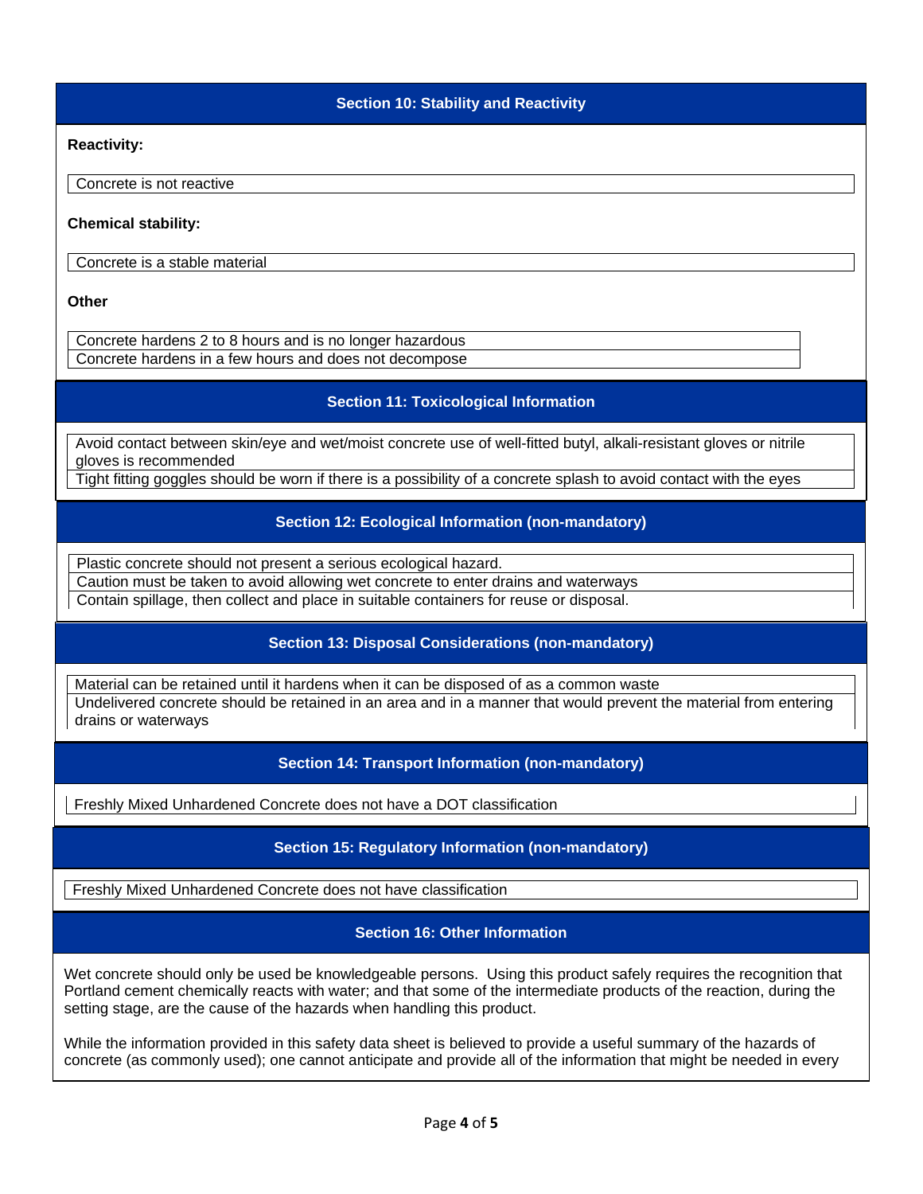## Section 10: Stability and Reactivity

**Reactivity:**

Concrete is not reactive

**Chemical stability:**

Concrete is a stable material

**Other**

Concrete hardens 2 to 8 hours and is no longer hazardous
Concrete hardens in a few hours and does not decompose

## Section 11: Toxicological Information

Avoid contact between skin/eye and wet/moist concrete use of well-fitted butyl, alkali-resistant gloves or nitrile gloves is recommended
Tight fitting goggles should be worn if there is a possibility of a concrete splash to avoid contact with the eyes

## Section 12: Ecological Information (non-mandatory)

Plastic concrete should not present a serious ecological hazard.
Caution must be taken to avoid allowing wet concrete to enter drains and waterways
Contain spillage, then collect and place in suitable containers for reuse or disposal.

## Section 13: Disposal Considerations (non-mandatory)

Material can be retained until it hardens when it can be disposed of as a common waste
Undelivered concrete should be retained in an area and in a manner that would prevent the material from entering drains or waterways

## Section 14: Transport Information (non-mandatory)

Freshly Mixed Unhardened Concrete does not have a DOT classification

## Section 15: Regulatory Information (non-mandatory)

Freshly Mixed Unhardened Concrete does not have classification

## Section 16: Other Information

Wet concrete should only be used be knowledgeable persons. Using this product safely requires the recognition that Portland cement chemically reacts with water; and that some of the intermediate products of the reaction, during the setting stage, are the cause of the hazards when handling this product.

While the information provided in this safety data sheet is believed to provide a useful summary of the hazards of concrete (as commonly used); one cannot anticipate and provide all of the information that might be needed in every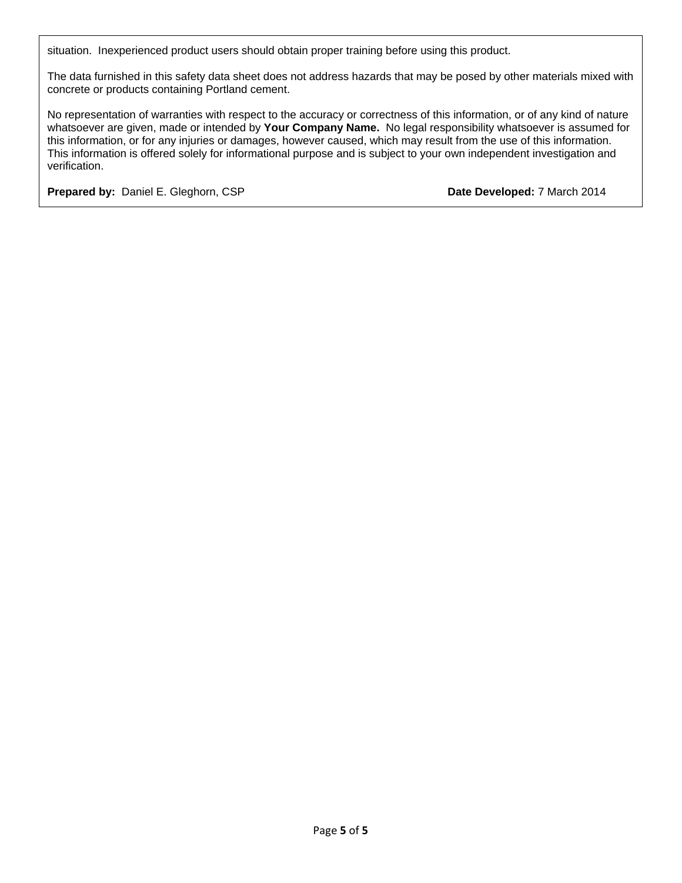situation. Inexperienced product users should obtain proper training before using this product.

The data furnished in this safety data sheet does not address hazards that may be posed by other materials mixed with concrete or products containing Portland cement.

No representation of warranties with respect to the accuracy or correctness of this information, or of any kind of nature whatsoever are given, made or intended by **Your Company Name.** No legal responsibility whatsoever is assumed for this information, or for any injuries or damages, however caused, which may result from the use of this information. This information is offered solely for informational purpose and is subject to your own independent investigation and verification.

**Prepared by:** Daniel E. Gleghorn, CSP **Date Developed:** 7 March 2014